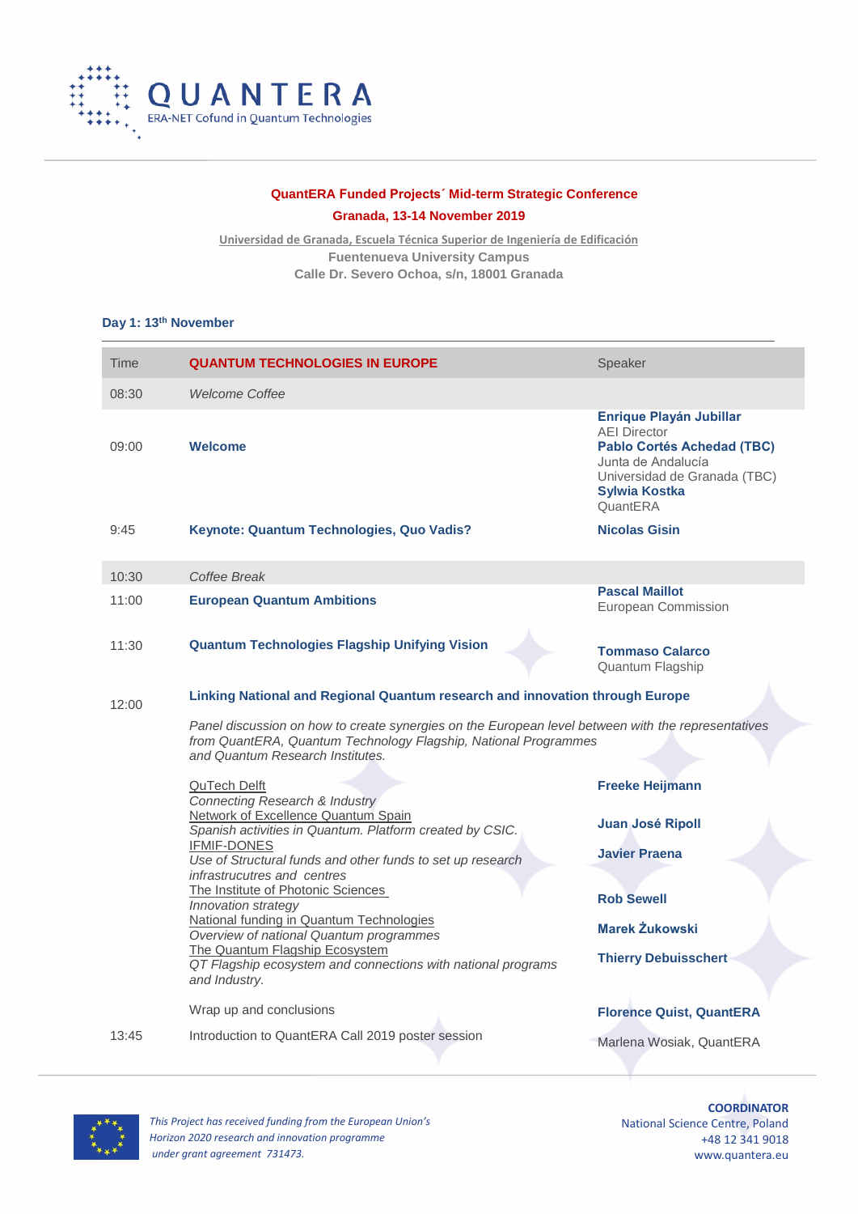**QUANTERA**
ERA-NET Cofund in Quantum Technologies

## QuantERA Funded Projects´ Mid-term Strategic Conference

## Granada, 13-14 November 2019

Universidad de Granada, Escuela Técnica Superior de Ingeniería de Edificación
Fuentenueva University Campus
Calle Dr. Severo Ochoa, s/n, 18001 Granada

### Day 1: 13th November

| Time | QUANTUM TECHNOLOGIES IN EUROPE | Speaker |
|---|---|---|
| 08:30 | *Welcome Coffee* | |
| 09:00 | **Welcome** | **Enrique Playán Jubillar** AEI Director **Pablo Cortés Achedad (TBC)** Junta de Andalucía Universidad de Granada (TBC) **Sylwia Kostka** QuantERA |
| 9:45 | **Keynote: Quantum Technologies, Quo Vadis?** | **Nicolas Gisin** |
| 10:30 | *Coffee Break* | |
| 11:00 | **European Quantum Ambitions** | **Pascal Maillot** European Commission |
| 11:30 | **Quantum Technologies Flagship Unifying Vision** | **Tommaso Calarco** Quantum Flagship |
| 12:00 | **Linking National and Regional Quantum research and innovation through Europe** | |
| | *Panel discussion on how to create synergies on the European level between with the representatives from QuantERA, Quantum Technology Flagship, National Programmes and Quantum Research Institutes.* | |
| | QuTech Delft *Connecting Research & Industry* | **Freeke Heijmann** |
| | Network of Excellence Quantum Spain *Spanish activities in Quantum. Platform created by CSIC.* | **Juan José Ripoll** |
| | IFMIF-DONES *Use of Structural funds and other funds to set up research infrastrucutres and centres* | **Javier Praena** |
| | The Institute of Photonic Sciences *Innovation strategy* | **Rob Sewell** |
| | National funding in Quantum Technologies *Overview of national Quantum programmes* | **Marek Żukowski** |
| | The Quantum Flagship Ecosystem *QT Flagship ecosystem and connections with national programs and Industry.* | **Thierry Debuisschert** |
| | Wrap up and conclusions | **Florence Quist, QuantERA** |
| 13:45 | Introduction to QuantERA Call 2019 poster session | Marlena Wosiak, QuantERA |

*This Project has received funding from the European Union's Horizon 2020 research and innovation programme under grant agreement 731473.*

**COORDINATOR**
National Science Centre, Poland
+48 12 341 9018
www.quantera.eu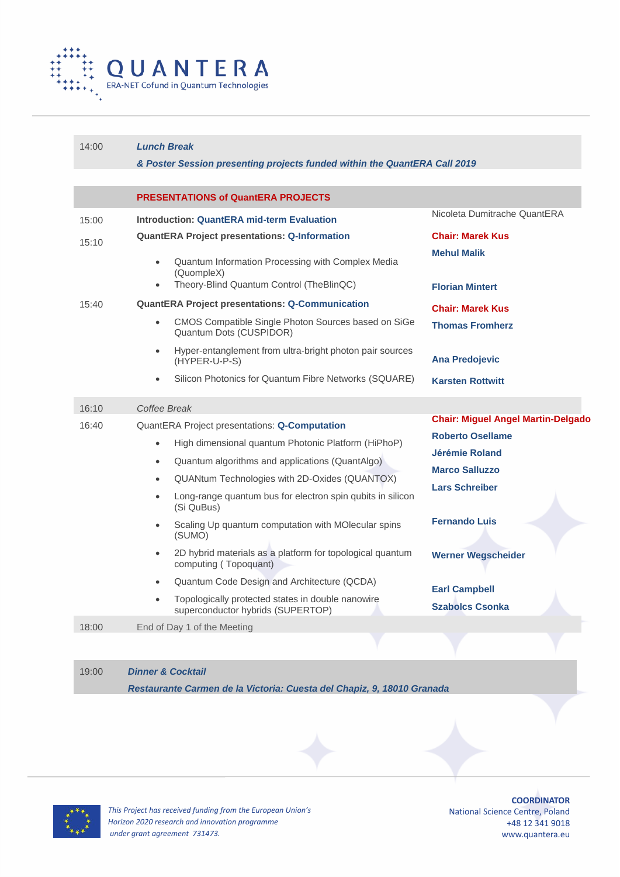| | | |
|---|---|---|
| 14:00 | ***Lunch Break*** <br> ***& Poster Session presenting projects funded within the QuantERA Call 2019*** | |
| | **PRESENTATIONS of QuantERA PROJECTS** | |
| 15:00 | **Introduction: QuantERA mid-term Evaluation** | Nicoleta Dumitrache QuantERA |
| 15:10 | **QuantERA Project presentations: Q-Information** | **Chair: Marek Kus** |
| | • Quantum Information Processing with Complex Media (QuompleX) | **Mehul Malik** |
| | • Theory-Blind Quantum Control (TheBlinQC) | **Florian Mintert** |
| 15:40 | **QuantERA Project presentations: Q-Communication** | **Chair: Marek Kus** |
| | • CMOS Compatible Single Photon Sources based on SiGe Quantum Dots (CUSPIDOR) | **Thomas Fromherz** |
| | • Hyper-entanglement from ultra-bright photon pair sources (HYPER-U-P-S) | **Ana Predojevic** |
| | • Silicon Photonics for Quantum Fibre Networks (SQUARE) | **Karsten Rottwitt** |
| 16:10 | *Coffee Break* | |
| 16:40 | QuantERA Project presentations: **Q-Computation** | **Chair: Miguel Angel Martin-Delgado** |
| | • High dimensional quantum Photonic Platform (HiPhoP) | **Roberto Osellame** |
| | • Quantum algorithms and applications (QuantAlgo) | **Jérémie Roland** |
| | • QUANtum Technologies with 2D-Oxides (QUANTOX) | **Marco Salluzzo** |
| | • Long-range quantum bus for electron spin qubits in silicon (Si QuBus) | **Lars Schreiber** |
| | • Scaling Up quantum computation with MOlecular spins (SUMO) | **Fernando Luis** |
| | • 2D hybrid materials as a platform for topological quantum computing ( Topoquant) | **Werner Wegscheider** |
| | • Quantum Code Design and Architecture (QCDA) | **Earl Campbell** |
| | • Topologically protected states in double nanowire superconductor hybrids (SUPERTOP) | **Szabolcs Csonka** |
| 18:00 | End of Day 1 of the Meeting | |
| 19:00 | ***Dinner & Cocktail*** <br> ***Restaurante Carmen de la Victoria: Cuesta del Chapiz, 9, 18010 Granada*** | |

*This Project has received funding from the European Union's Horizon 2020 research and innovation programme under grant agreement 731473.*

**COORDINATOR**
National Science Centre, Poland
+48 12 341 9018
www.quantera.eu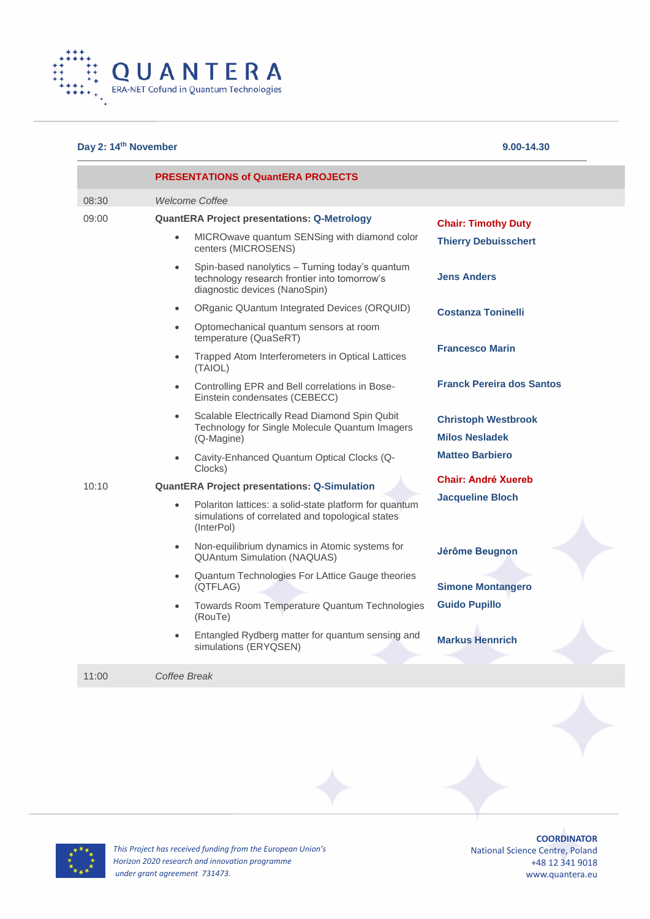# QUANTERA

ERA-NET Cofund in Quantum Technologies

**Day 2: 14th November** **9.00-14.30**

| | **PRESENTATIONS of QuantERA PROJECTS** | |
|---|---|---|
| 08:30 | *Welcome Coffee* | |
| 09:00 | **QuantERA Project presentations: Q-Metrology** | **Chair: Timothy Duty** |
| | • MICROwave quantum SENSing with diamond color centers (MICROSENS) | **Thierry Debuisschert** |
| | • Spin-based nanolytics – Turning today's quantum technology research frontier into tomorrow's diagnostic devices (NanoSpin) | **Jens Anders** |
| | • ORganic QUantum Integrated Devices (ORQUID) | **Costanza Toninelli** |
| | • Optomechanical quantum sensors at room temperature (QuaSeRT) | **Francesco Marin** |
| | • Trapped Atom Interferometers in Optical Lattices (TAIOL) | **Franck Pereira dos Santos** |
| | • Controlling EPR and Bell correlations in Bose-Einstein condensates (CEBECC) | **Christoph Westbrook** |
| | • Scalable Electrically Read Diamond Spin Qubit Technology for Single Molecule Quantum Imagers (Q-Magine) | **Milos Nesladek** |
| | • Cavity-Enhanced Quantum Optical Clocks (Q-Clocks) | **Matteo Barbiero** |
| 10:10 | **QuantERA Project presentations: Q-Simulation** | **Chair: André Xuereb** |
| | • Polariton lattices: a solid-state platform for quantum simulations of correlated and topological states (InterPol) | **Jacqueline Bloch** |
| | • Non-equilibrium dynamics in Atomic systems for QUAntum Simulation (NAQUAS) | **Jérôme Beugnon** |
| | • Quantum Technologies For LAttice Gauge theories (QTFLAG) | **Simone Montangero** |
| | • Towards Room Temperature Quantum Technologies (RouTe) | **Guido Pupillo** |
| | • Entangled Rydberg matter for quantum sensing and simulations (ERYQSEN) | **Markus Hennrich** |
| 11:00 | *Coffee Break* | |

*This Project has received funding from the European Union's Horizon 2020 research and innovation programme under grant agreement 731473.*

**COORDINATOR**
National Science Centre, Poland
+48 12 341 9018
www.quantera.eu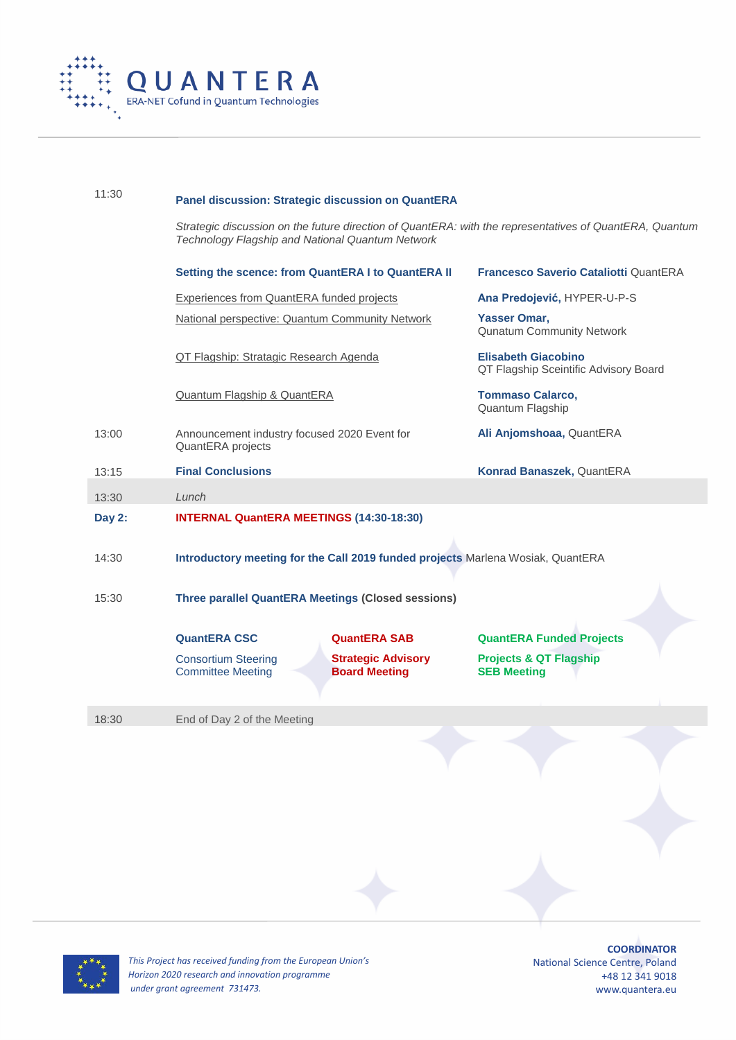| | | |
|---|---|---|
| 11:30 | **Panel discussion: Strategic discussion on QuantERA** *Strategic discussion on the future direction of QuantERA: with the representatives of QuantERA, Quantum Technology Flagship and National Quantum Network* | |
| | **Setting the scence: from QuantERA I to QuantERA II** | **Francesco Saverio Cataliotti** QuantERA |
| | Experiences from QuantERA funded projects | **Ana Predojević,** HYPER-U-P-S |
| | National perspective: Quantum Community Network | **Yasser Omar,** Qunatum Community Network |
| | QT Flagship: Stratagic Research Agenda | **Elisabeth Giacobino** QT Flagship Sceintific Advisory Board |
| | Quantum Flagship & QuantERA | **Tommaso Calarco,** Quantum Flagship |
| 13:00 | Announcement industry focused 2020 Event for QuantERA projects | **Ali Anjomshoaa,** QuantERA |
| 13:15 | **Final Conclusions** | **Konrad Banaszek,** QuantERA |
| 13:30 | *Lunch* | |
| **Day 2:** | **INTERNAL QuantERA MEETINGS (14:30-18:30)** | |
| 14:30 | **Introductory meeting for the Call 2019 funded projects** Marlena Wosiak, QuantERA | |
| 15:30 | **Three parallel QuantERA Meetings** (Closed sessions) | |

| QuantERA CSC | QuantERA SAB | QuantERA Funded Projects |
|---|---|---|
| Consortium Steering Committee Meeting | **Strategic Advisory Board Meeting** | **Projects & QT Flagship SEB Meeting** |

| | |
|---|---|
| 18:30 | End of Day 2 of the Meeting |

*This Project has received funding from the European Union's Horizon 2020 research and innovation programme under grant agreement 731473.*

**COORDINATOR**
National Science Centre, Poland
+48 12 341 9018
www.quantera.eu